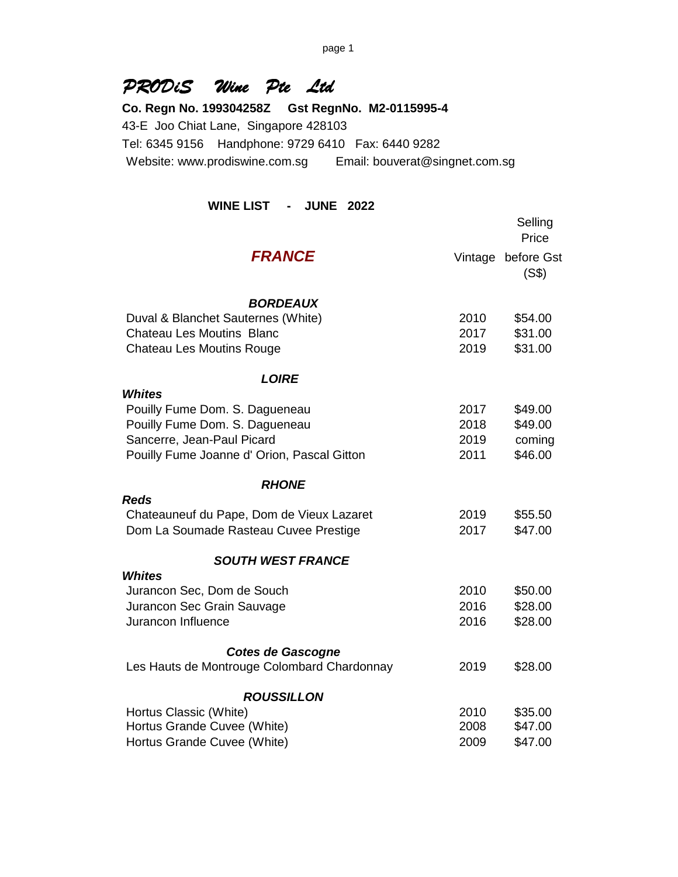# *PRODiS Wine Pte Ltd*

**Co. Regn No. 199304258Z Gst RegnNo. M2-0115995-4**

43-E Joo Chiat Lane, Singapore 428103

Tel: 6345 9156 Handphone: 9729 6410 Fax: 6440 9282

Website: www.prodiswine.com.sg Email: bouverat@singnet.com.sg

**WINE LIST - JUNE 2022**

| ***FRANCE*** | Vintage | Selling Price before Gst (S$) |
|---|---|---|
| ***BORDEAUX*** | | |
| Duval & Blanchet Sauternes (White) | 2010 | $54.00 |
| Chateau Les Moutins Blanc | 2017 | $31.00 |
| Chateau Les Moutins Rouge | 2019 | $31.00 |
| ***LOIRE*** | | |
| ***Whites*** | | |
| Pouilly Fume Dom. S. Dagueneau | 2017 | $49.00 |
| Pouilly Fume Dom. S. Dagueneau | 2018 | $49.00 |
| Sancerre, Jean-Paul Picard | 2019 | coming |
| Pouilly Fume Joanne d' Orion, Pascal Gitton | 2011 | $46.00 |
| ***RHONE*** | | |
| ***Reds*** | | |
| Chateauneuf du Pape, Dom de Vieux Lazaret | 2019 | $55.50 |
| Dom La Soumade Rasteau Cuvee Prestige | 2017 | $47.00 |
| ***SOUTH WEST FRANCE*** | | |
| ***Whites*** | | |
| Jurancon Sec, Dom de Souch | 2010 | $50.00 |
| Jurancon Sec Grain Sauvage | 2016 | $28.00 |
| Jurancon Influence | 2016 | $28.00 |
| ***Cotes de Gascogne*** | | |
| Les Hauts de Montrouge Colombard Chardonnay | 2019 | $28.00 |
| ***ROUSSILLON*** | | |
| Hortus Classic (White) | 2010 | $35.00 |
| Hortus Grande Cuvee (White) | 2008 | $47.00 |
| Hortus Grande Cuvee (White) | 2009 | $47.00 |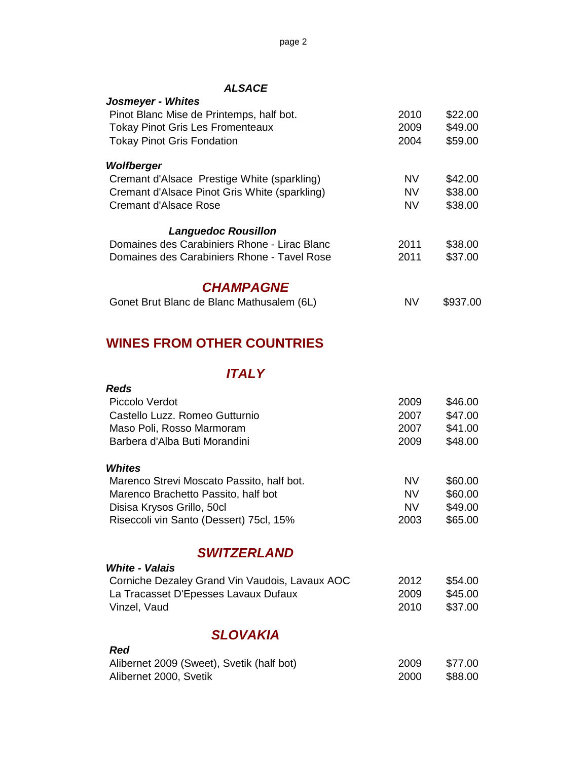### *ALSACE*

***Josmeyer - Whites***

| | | |
|---|---|---|
| Pinot Blanc Mise de Printemps, half bot. | 2010 | $22.00 |
| Tokay Pinot Gris Les Fromenteaux | 2009 | $49.00 |
| Tokay Pinot Gris Fondation | 2004 | $59.00 |

***Wolfberger***

| | | |
|---|---|---|
| Cremant d'Alsace  Prestige White (sparkling) | NV | $42.00 |
| Cremant d'Alsace Pinot Gris White (sparkling) | NV | $38.00 |
| Cremant d'Alsace Rose | NV | $38.00 |

***Languedoc Rousillon***

| | | |
|---|---|---|
| Domaines des Carabiniers Rhone - Lirac Blanc | 2011 | $38.00 |
| Domaines des Carabiniers Rhone - Tavel Rose | 2011 | $37.00 |

### *CHAMPAGNE*

| | | |
|---|---|---|
| Gonet Brut Blanc de Blanc Mathusalem (6L) | NV | $937.00 |

## WINES FROM OTHER COUNTRIES

### *ITALY*

***Reds***

| | | |
|---|---|---|
| Piccolo Verdot | 2009 | $46.00 |
| Castello Luzz. Romeo Gutturnio | 2007 | $47.00 |
| Maso Poli, Rosso Marmoram | 2007 | $41.00 |
| Barbera d'Alba Buti Morandini | 2009 | $48.00 |

***Whites***

| | | |
|---|---|---|
| Marenco Strevi Moscato Passito, half bot. | NV | $60.00 |
| Marenco Brachetto Passito, half bot | NV | $60.00 |
| Disisa Krysos Grillo, 50cl | NV | $49.00 |
| Riseccoli vin Santo (Dessert) 75cl, 15% | 2003 | $65.00 |

### *SWITZERLAND*

***White - Valais***

| | | |
|---|---|---|
| Corniche Dezaley Grand Vin Vaudois, Lavaux AOC | 2012 | $54.00 |
| La Tracasset D'Epesses Lavaux Dufaux | 2009 | $45.00 |
| Vinzel, Vaud | 2010 | $37.00 |

### *SLOVAKIA*

***Red***

| | | |
|---|---|---|
| Alibernet 2009 (Sweet), Svetik (half bot) | 2009 | $77.00 |
| Alibernet 2000, Svetik | 2000 | $88.00 |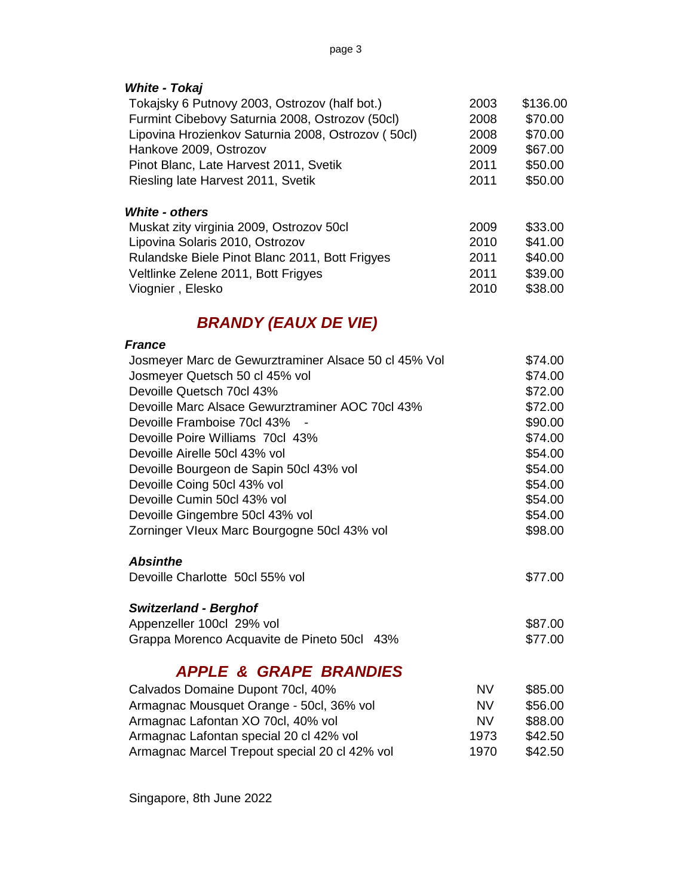### *White - Tokaj*

| | | |
|---|---|---|
| Tokajsky 6 Putnovy 2003, Ostrozov (half bot.) | 2003 | $136.00 |
| Furmint Cibebovy Saturnia 2008, Ostrozov (50cl) | 2008 | $70.00 |
| Lipovina Hrozienkov Saturnia 2008, Ostrozov ( 50cl) | 2008 | $70.00 |
| Hankove 2009, Ostrozov | 2009 | $67.00 |
| Pinot Blanc, Late Harvest 2011, Svetik | 2011 | $50.00 |
| Riesling late Harvest 2011, Svetik | 2011 | $50.00 |

### *White - others*

| | | |
|---|---|---|
| Muskat zity virginia 2009, Ostrozov 50cl | 2009 | $33.00 |
| Lipovina Solaris 2010, Ostrozov | 2010 | $41.00 |
| Rulandske Biele Pinot Blanc 2011, Bott Frigyes | 2011 | $40.00 |
| Veltlinke Zelene 2011, Bott Frigyes | 2011 | $39.00 |
| Viognier , Elesko | 2010 | $38.00 |

## *BRANDY (EAUX DE VIE)*

### *France*

| | |
|---|---|
| Josmeyer Marc de Gewurztraminer Alsace 50 cl 45% Vol | $74.00 |
| Josmeyer Quetsch 50 cl 45% vol | $74.00 |
| Devoille Quetsch 70cl 43% | $72.00 |
| Devoille Marc Alsace Gewurztraminer AOC 70cl 43% | $72.00 |
| Devoille Framboise 70cl 43% - | $90.00 |
| Devoille Poire Williams 70cl 43% | $74.00 |
| Devoille Airelle 50cl 43% vol | $54.00 |
| Devoille Bourgeon de Sapin 50cl 43% vol | $54.00 |
| Devoille Coing 50cl 43% vol | $54.00 |
| Devoille Cumin 50cl 43% vol | $54.00 |
| Devoille Gingembre 50cl 43% vol | $54.00 |
| Zorninger VIeux Marc Bourgogne 50cl 43% vol | $98.00 |

### *Absinthe*

| | |
|---|---|
| Devoille Charlotte 50cl 55% vol | $77.00 |

### *Switzerland - Berghof*

| | |
|---|---|
| Appenzeller 100cl 29% vol | $87.00 |
| Grappa Morenco Acquavite de Pineto 50cl 43% | $77.00 |

## *APPLE & GRAPE BRANDIES*

| | | |
|---|---|---|
| Calvados Domaine Dupont 70cl, 40% | NV | $85.00 |
| Armagnac Mousquet Orange - 50cl, 36% vol | NV | $56.00 |
| Armagnac Lafontan XO 70cl, 40% vol | NV | $88.00 |
| Armagnac Lafontan special 20 cl 42% vol | 1973 | $42.50 |
| Armagnac Marcel Trepout special 20 cl 42% vol | 1970 | $42.50 |

Singapore, 8th June 2022